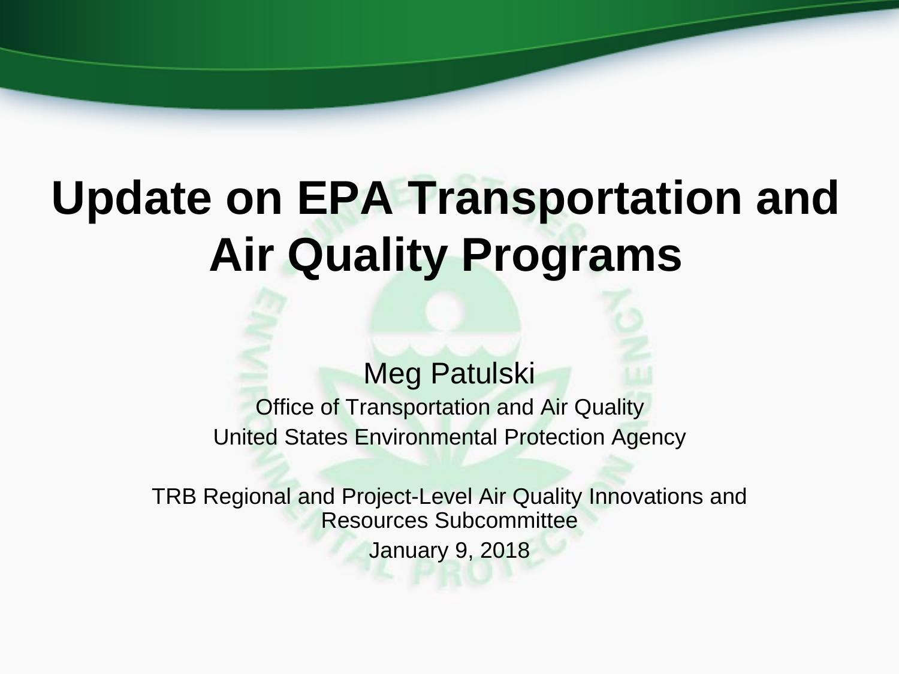# Update on EPA Transportation and Air Quality Programs

Meg Patulski

Office of Transportation and Air Quality

United States Environmental Protection Agency

TRB Regional and Project-Level Air Quality Innovations and Resources Subcommittee

January 9, 2018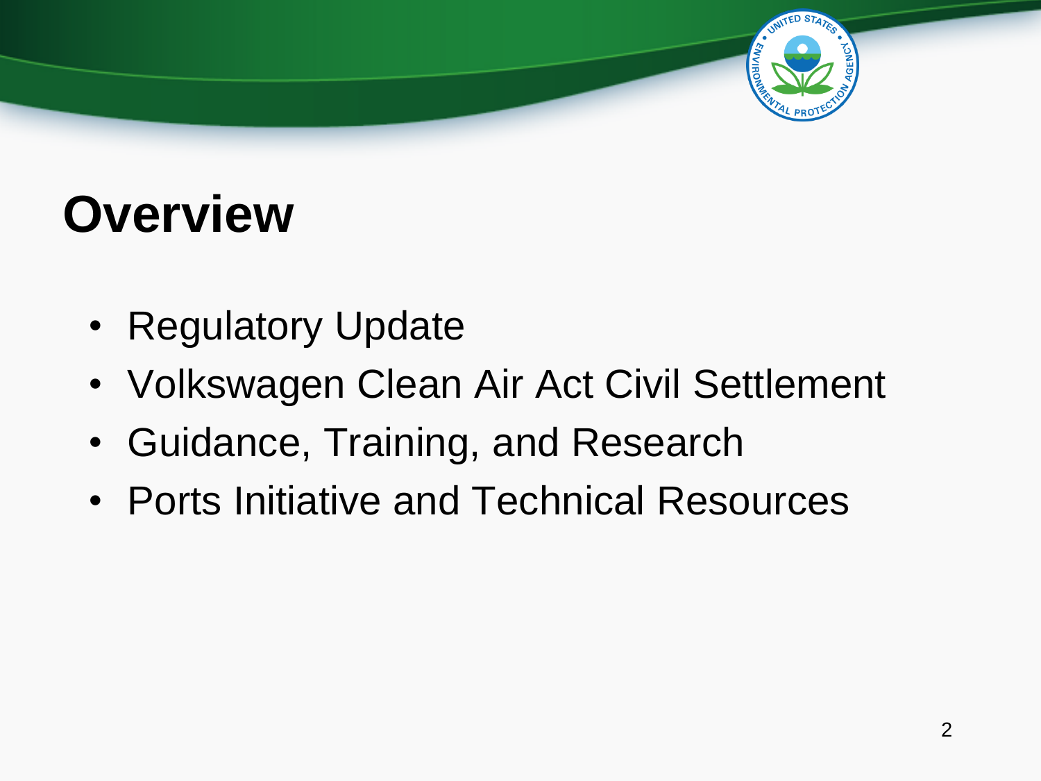# Overview

- Regulatory Update
- Volkswagen Clean Air Act Civil Settlement
- Guidance, Training, and Research
- Ports Initiative and Technical Resources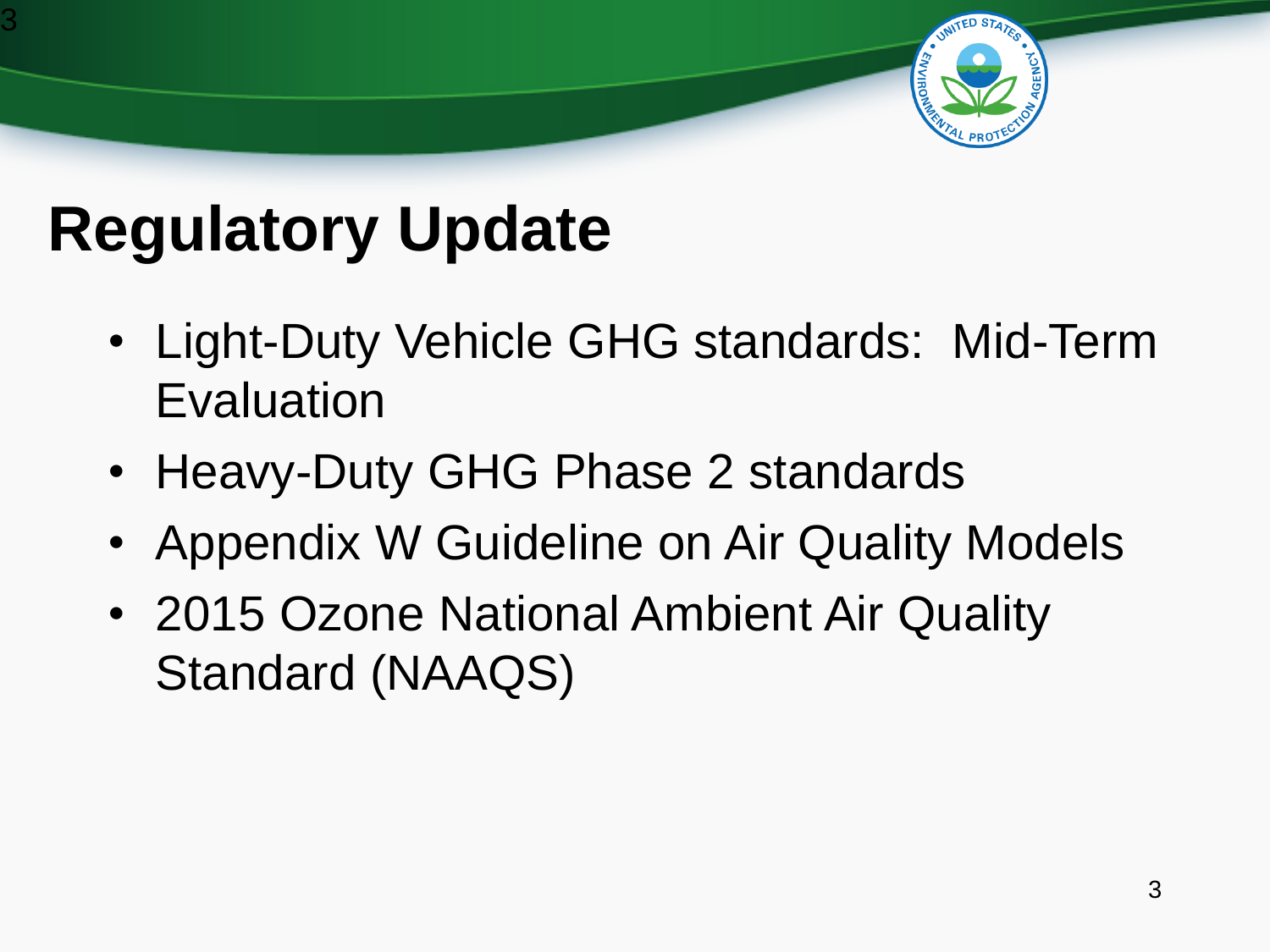# Regulatory Update

- Light-Duty Vehicle GHG standards: Mid-Term Evaluation
- Heavy-Duty GHG Phase 2 standards
- Appendix W Guideline on Air Quality Models
- 2015 Ozone National Ambient Air Quality Standard (NAAQS)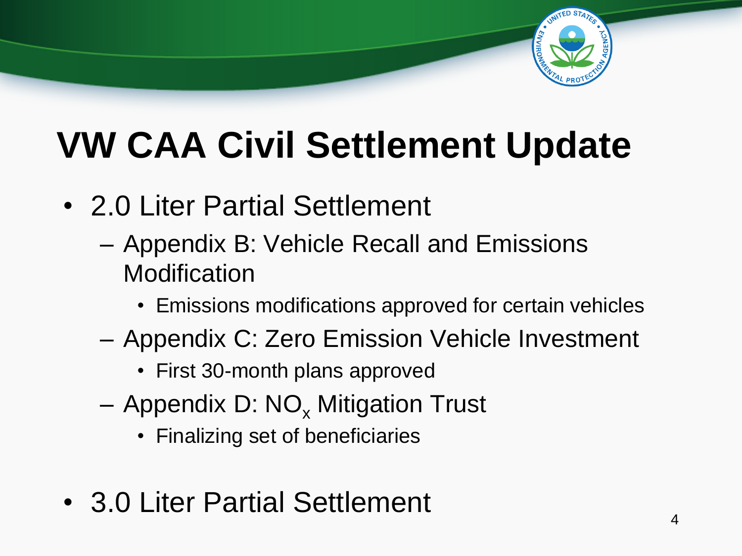# VW CAA Civil Settlement Update

- 2.0 Liter Partial Settlement
  - Appendix B: Vehicle Recall and Emissions Modification
    - Emissions modifications approved for certain vehicles
  - Appendix C: Zero Emission Vehicle Investment
    - First 30-month plans approved
  - Appendix D: $NO_x$ Mitigation Trust
    - Finalizing set of beneficiaries
- 3.0 Liter Partial Settlement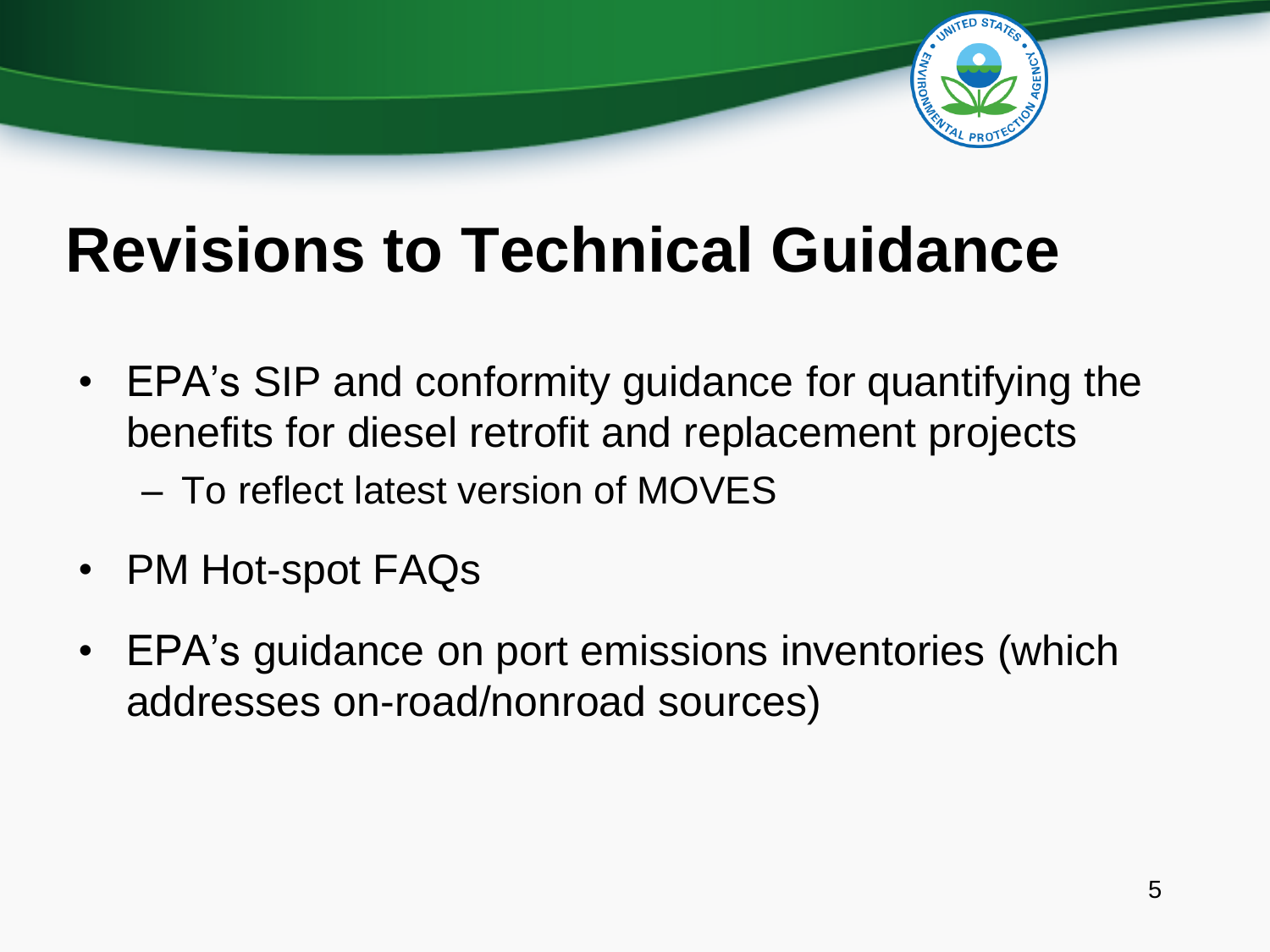# Revisions to Technical Guidance

- EPA's SIP and conformity guidance for quantifying the benefits for diesel retrofit and replacement projects
  - To reflect latest version of MOVES
- PM Hot-spot FAQs
- EPA's guidance on port emissions inventories (which addresses on-road/nonroad sources)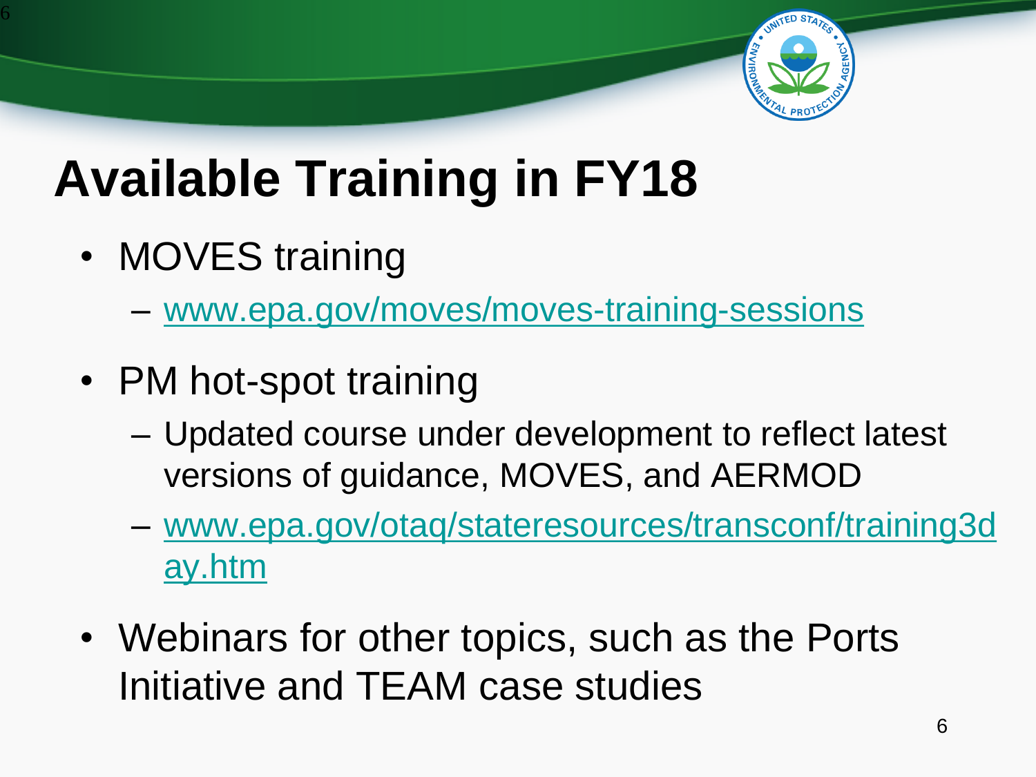# Available Training in FY18

- MOVES training
  - www.epa.gov/moves/moves-training-sessions
- PM hot-spot training
  - Updated course under development to reflect latest versions of guidance, MOVES, and AERMOD
  - www.epa.gov/otaq/stateresources/transconf/training3day.htm
- Webinars for other topics, such as the Ports Initiative and TEAM case studies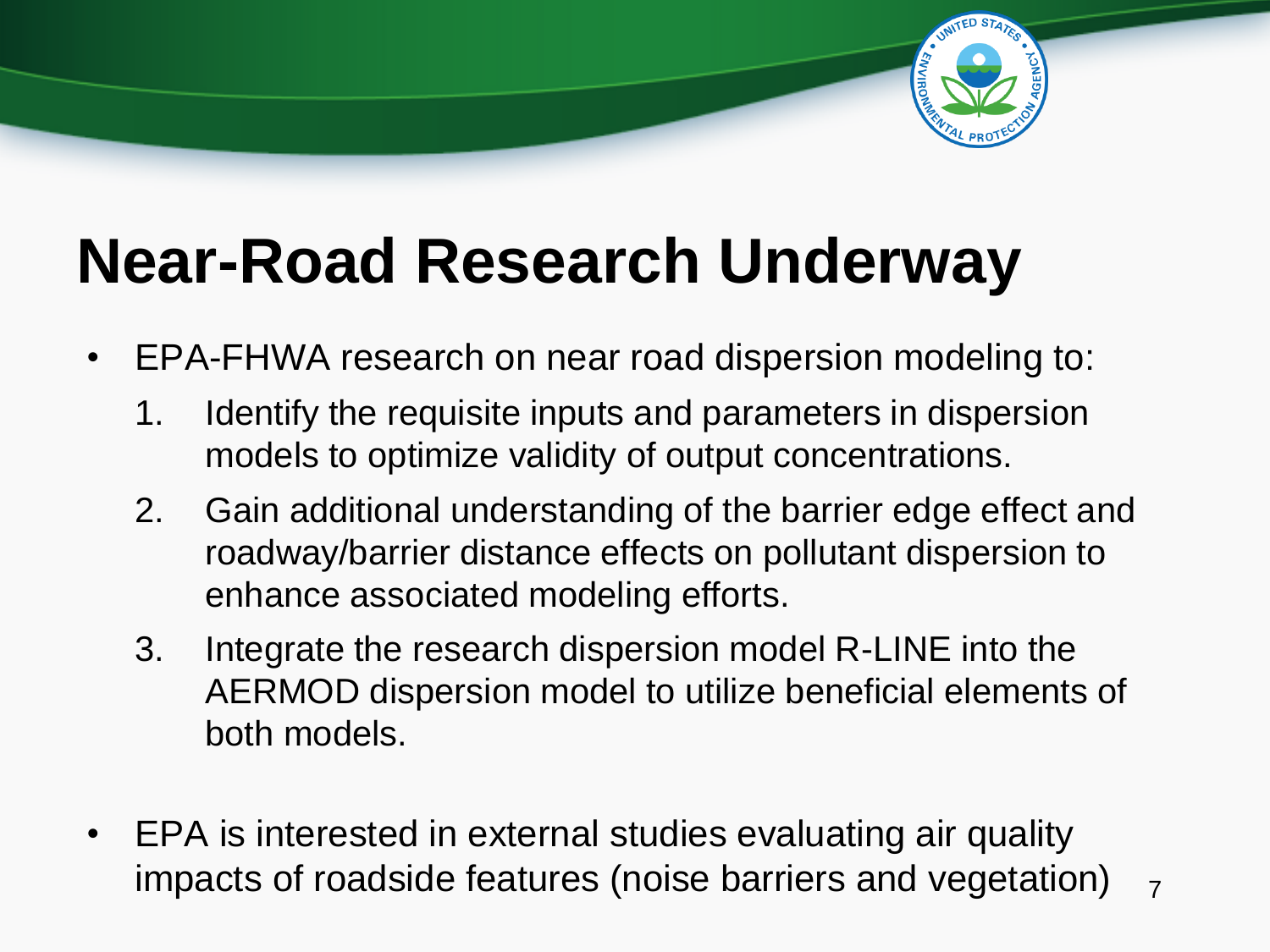# Near-Road Research Underway

- EPA-FHWA research on near road dispersion modeling to:
  1. Identify the requisite inputs and parameters in dispersion models to optimize validity of output concentrations.
  2. Gain additional understanding of the barrier edge effect and roadway/barrier distance effects on pollutant dispersion to enhance associated modeling efforts.
  3. Integrate the research dispersion model R-LINE into the AERMOD dispersion model to utilize beneficial elements of both models.

- EPA is interested in external studies evaluating air quality impacts of roadside features (noise barriers and vegetation)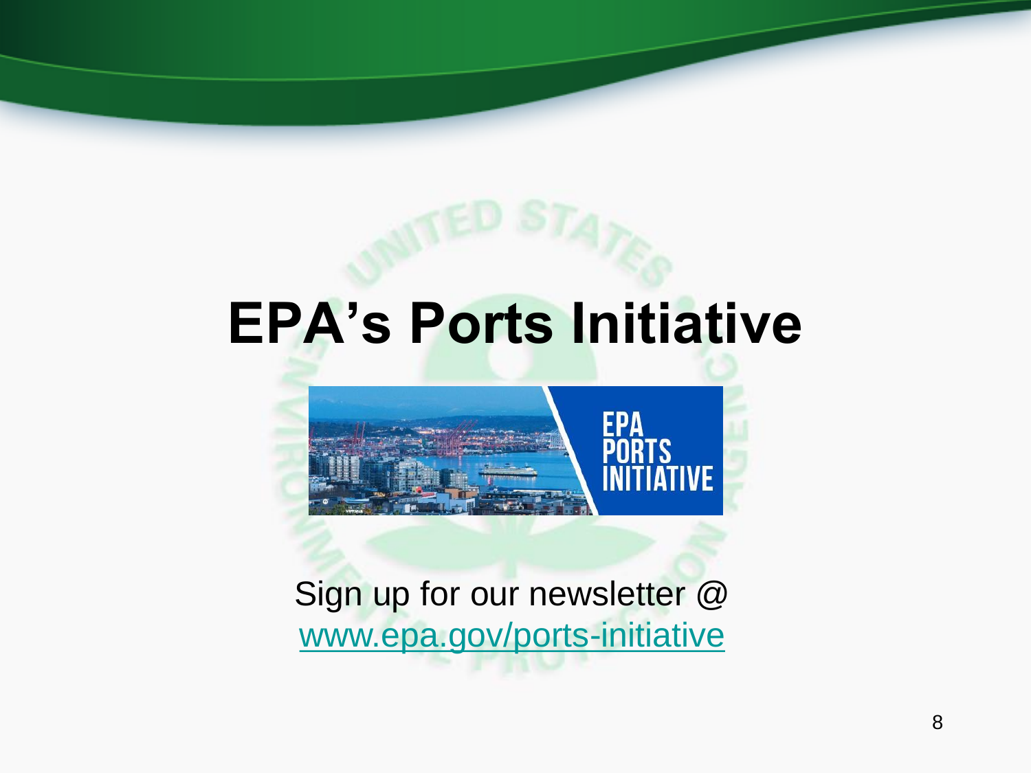# EPA's Ports Initiative

Sign up for our newsletter @
[www.epa.gov/ports-initiative](http://www.epa.gov/ports-initiative)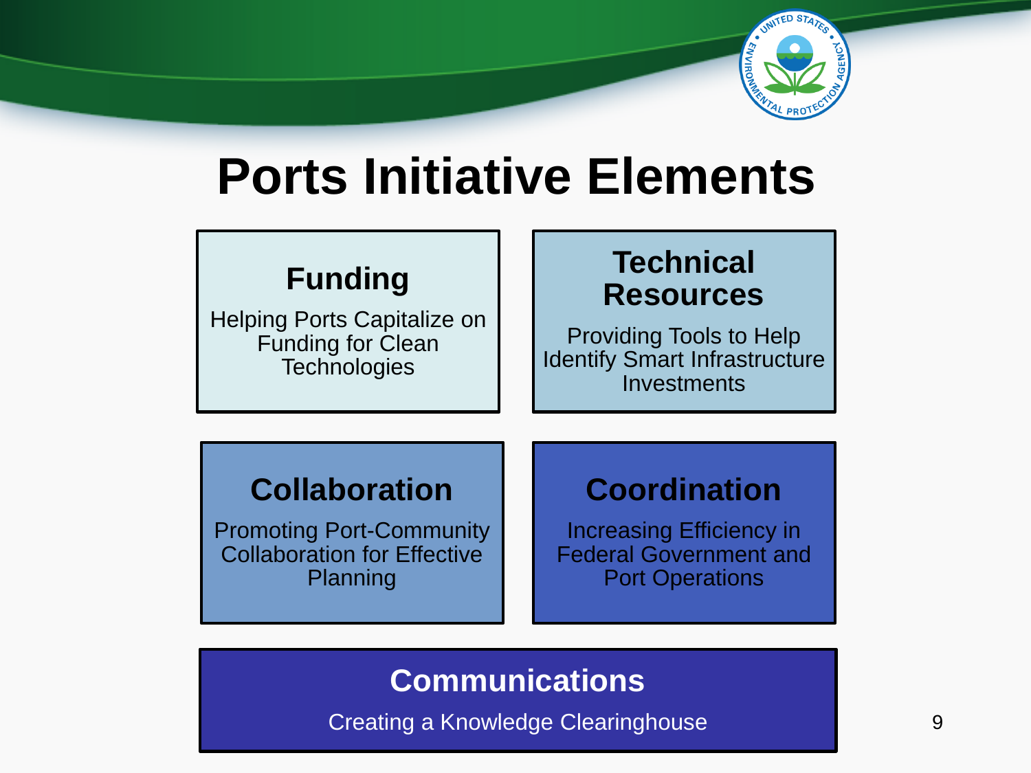# Ports Initiative Elements

## Funding

Helping Ports Capitalize on Funding for Clean Technologies

## Technical Resources

Providing Tools to Help Identify Smart Infrastructure Investments

## Collaboration

Promoting Port-Community Collaboration for Effective Planning

## Coordination

Increasing Efficiency in Federal Government and Port Operations

## Communications

Creating a Knowledge Clearinghouse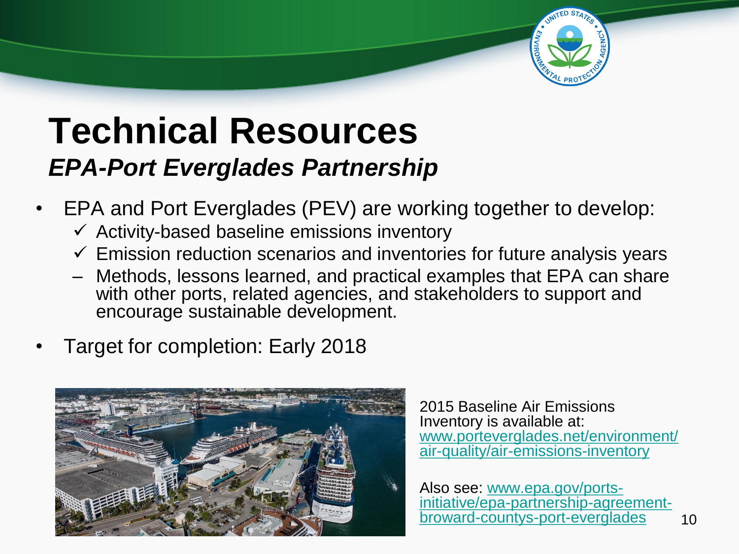# Technical Resources

## *EPA-Port Everglades Partnership*

- EPA and Port Everglades (PEV) are working together to develop:
  - ✓ Activity-based baseline emissions inventory
  - ✓ Emission reduction scenarios and inventories for future analysis years
  - – Methods, lessons learned, and practical examples that EPA can share with other ports, related agencies, and stakeholders to support and encourage sustainable development.
- Target for completion: Early 2018

2015 Baseline Air Emissions Inventory is available at: [www.porteverglades.net/environment/air-quality/air-emissions-inventory](http://www.porteverglades.net/environment/air-quality/air-emissions-inventory)

Also see: [www.epa.gov/ports-initiative/epa-partnership-agreement-broward-countys-port-everglades](http://www.epa.gov/ports-initiative/epa-partnership-agreement-broward-countys-port-everglades)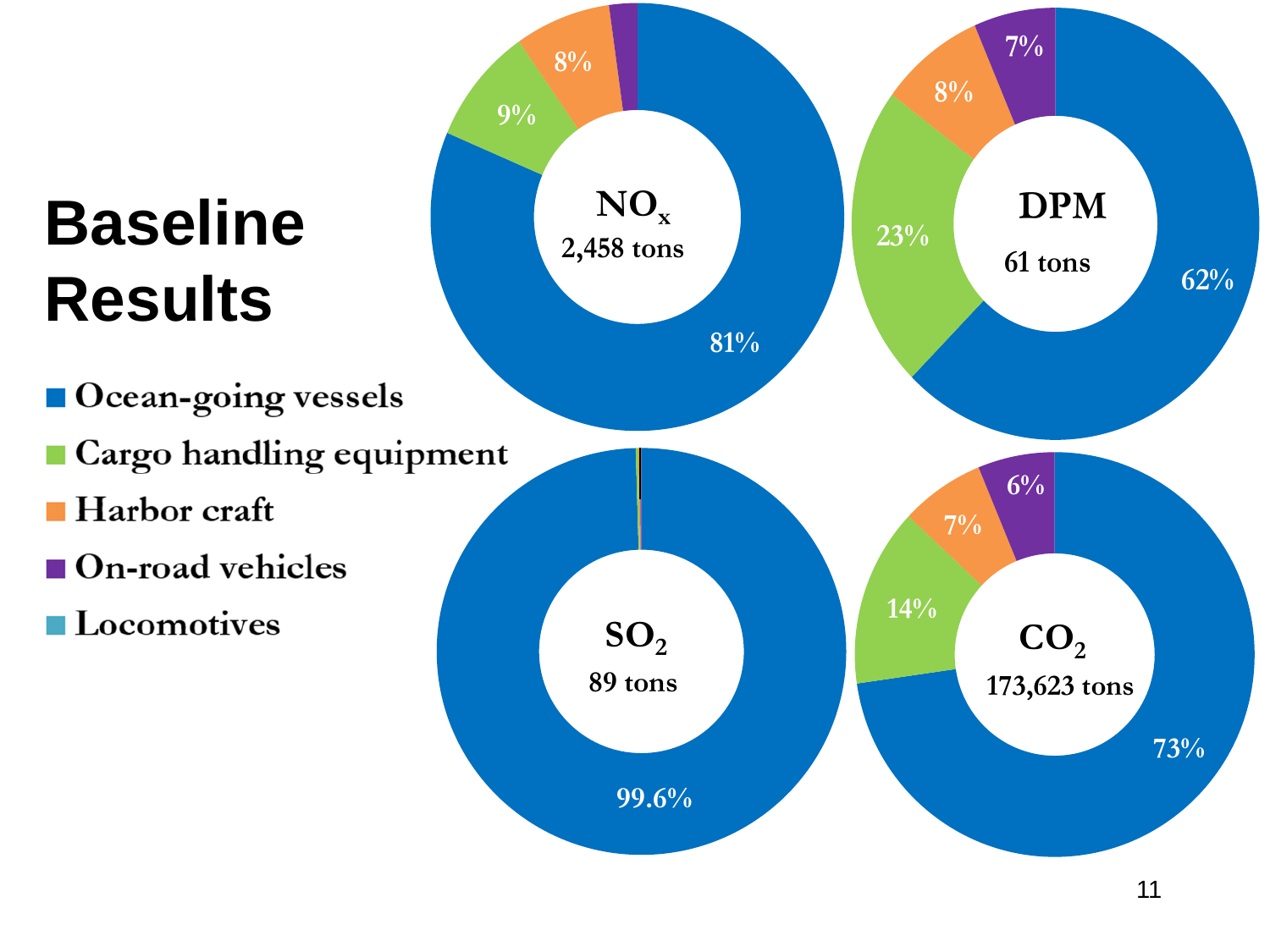# Baseline Results

- Ocean-going vessels
- Cargo handling equipment
- Harbor craft
- On-road vehicles
- Locomotives

**$NO_x$** — 2,458 tons

- Ocean-going vessels: 81%
- Cargo handling equipment: 9%
- Harbor craft: 8%

**DPM** — 61 tons

- Ocean-going vessels: 62%
- Cargo handling equipment: 23%
- Harbor craft: 8%
- On-road vehicles: 7%

**$SO_2$** — 89 tons

- Ocean-going vessels: 99.6%

**$CO_2$** — 173,623 tons

- Ocean-going vessels: 73%
- Cargo handling equipment: 14%
- Harbor craft: 7%
- On-road vehicles: 6%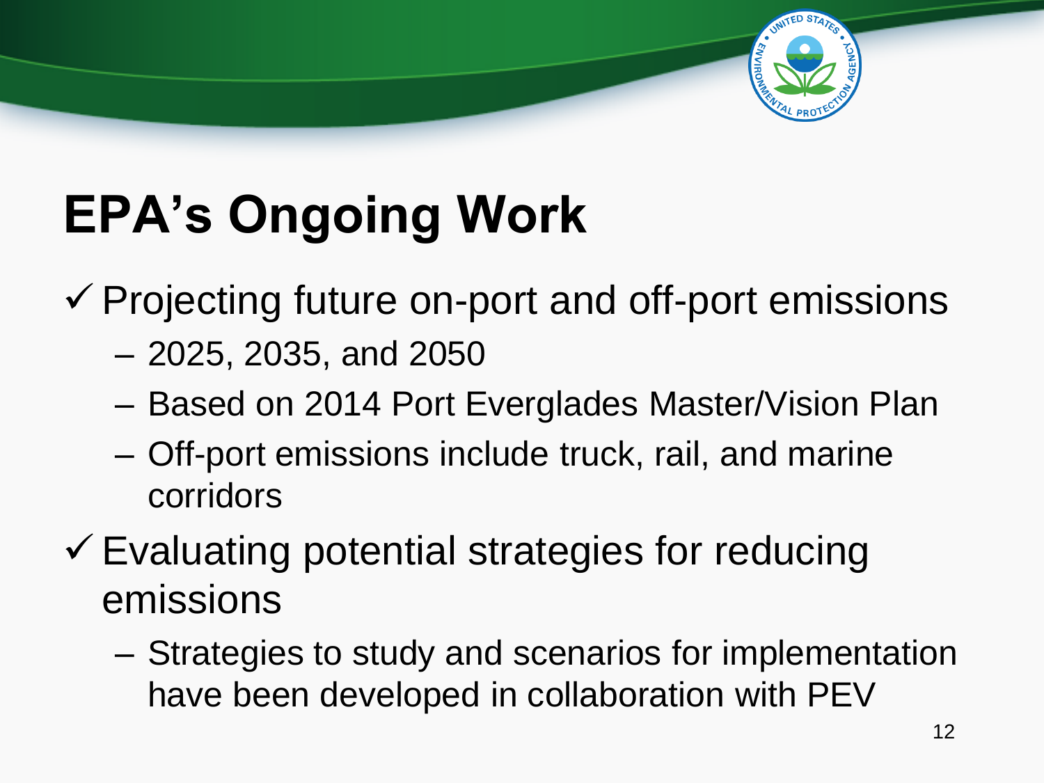# EPA's Ongoing Work

- ✓ Projecting future on-port and off-port emissions
  - 2025, 2035, and 2050
  - Based on 2014 Port Everglades Master/Vision Plan
  - Off-port emissions include truck, rail, and marine corridors
- ✓ Evaluating potential strategies for reducing emissions
  - Strategies to study and scenarios for implementation have been developed in collaboration with PEV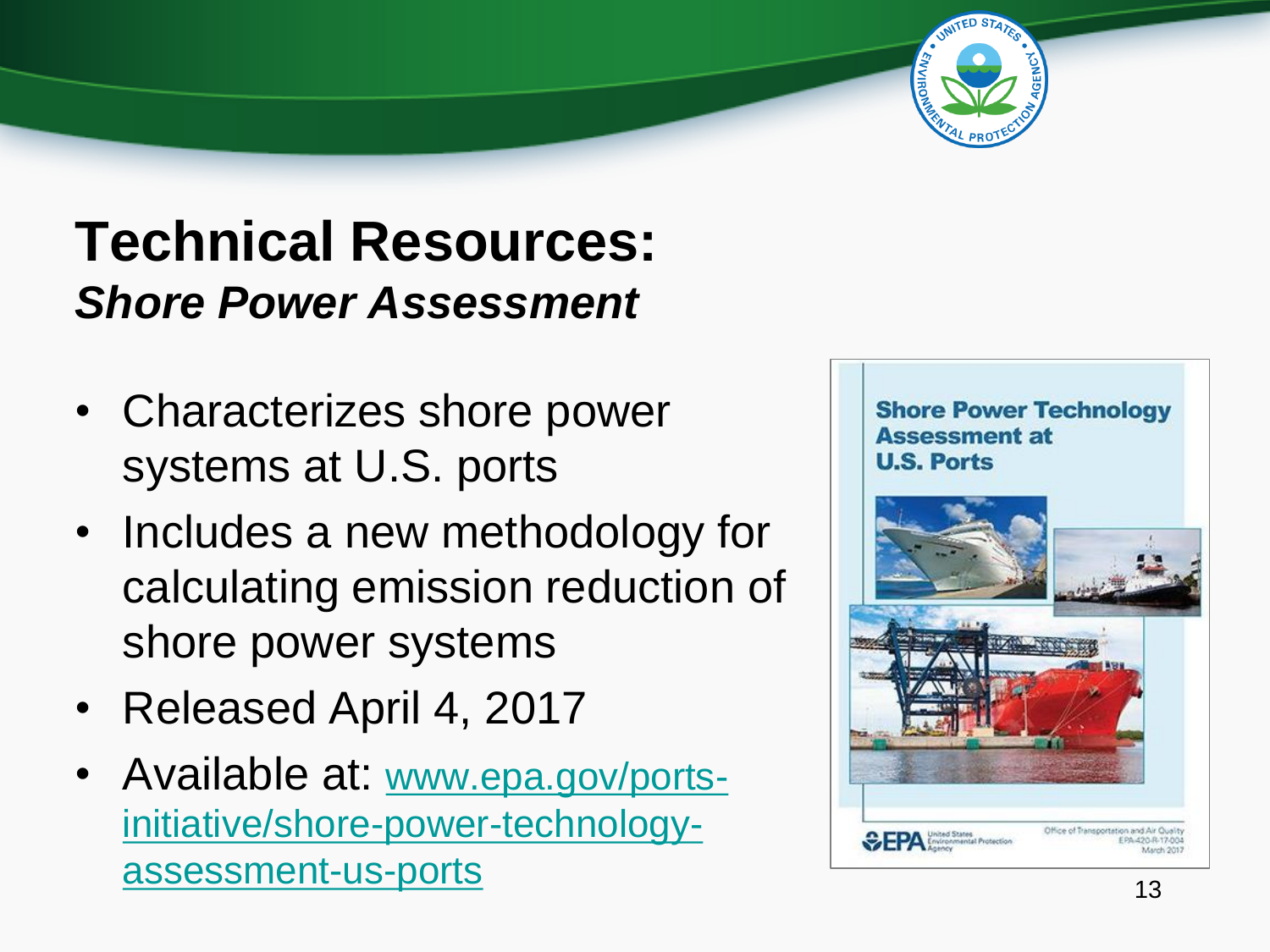# Technical Resources:
## *Shore Power Assessment*

- Characterizes shore power systems at U.S. ports
- Includes a new methodology for calculating emission reduction of shore power systems
- Released April 4, 2017
- Available at: [www.epa.gov/ports-initiative/shore-power-technology-assessment-us-ports](http://www.epa.gov/ports-initiative/shore-power-technology-assessment-us-ports)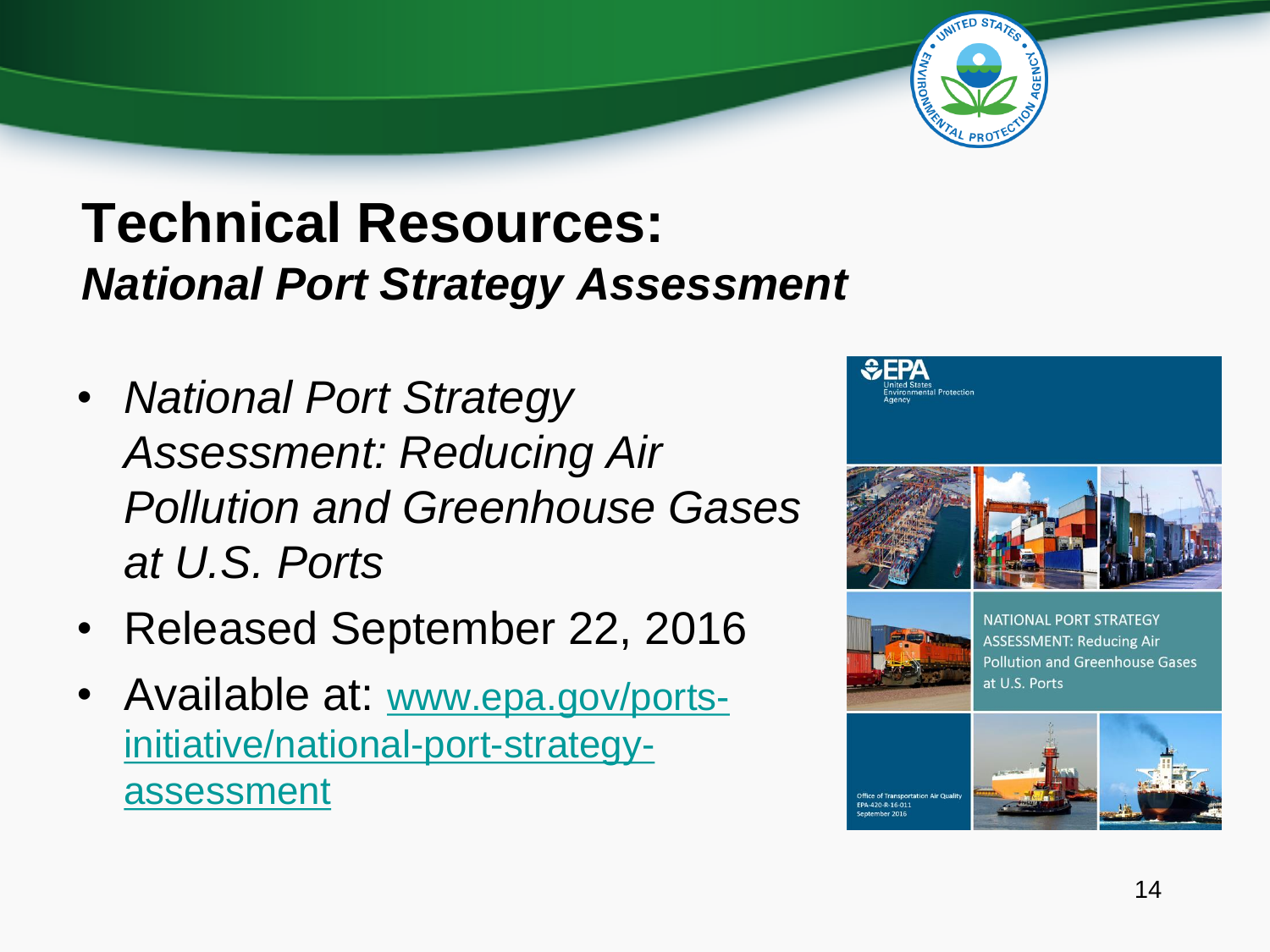# Technical Resources:
## *National Port Strategy Assessment*

- *National Port Strategy Assessment: Reducing Air Pollution and Greenhouse Gases at U.S. Ports*
- Released September 22, 2016
- Available at: [www.epa.gov/ports-initiative/national-port-strategy-assessment](www.epa.gov/ports-initiative/national-port-strategy-assessment)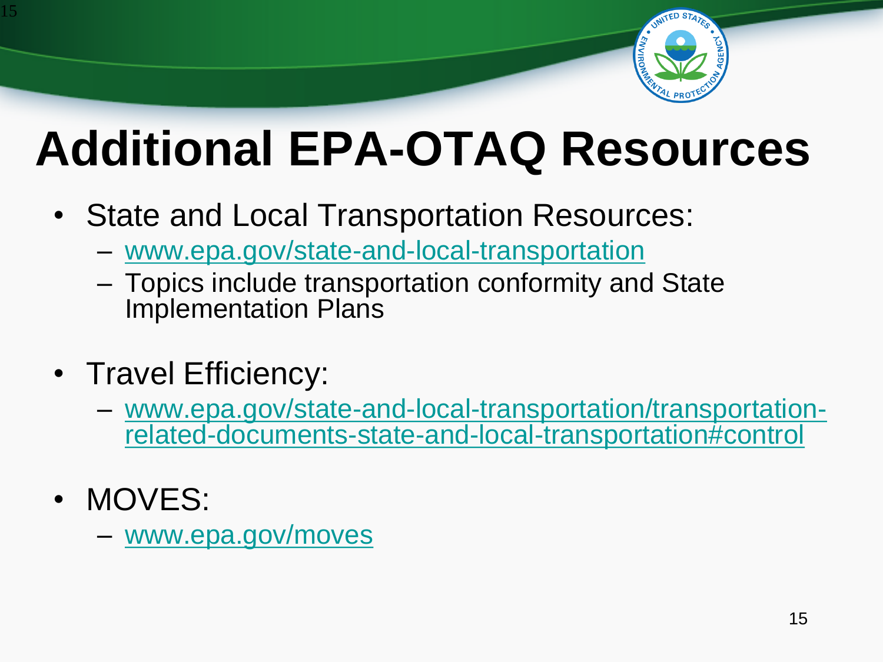# Additional EPA-OTAQ Resources

- State and Local Transportation Resources:
  - www.epa.gov/state-and-local-transportation
  - Topics include transportation conformity and State Implementation Plans
- Travel Efficiency:
  - www.epa.gov/state-and-local-transportation/transportation-related-documents-state-and-local-transportation#control
- MOVES:
  - www.epa.gov/moves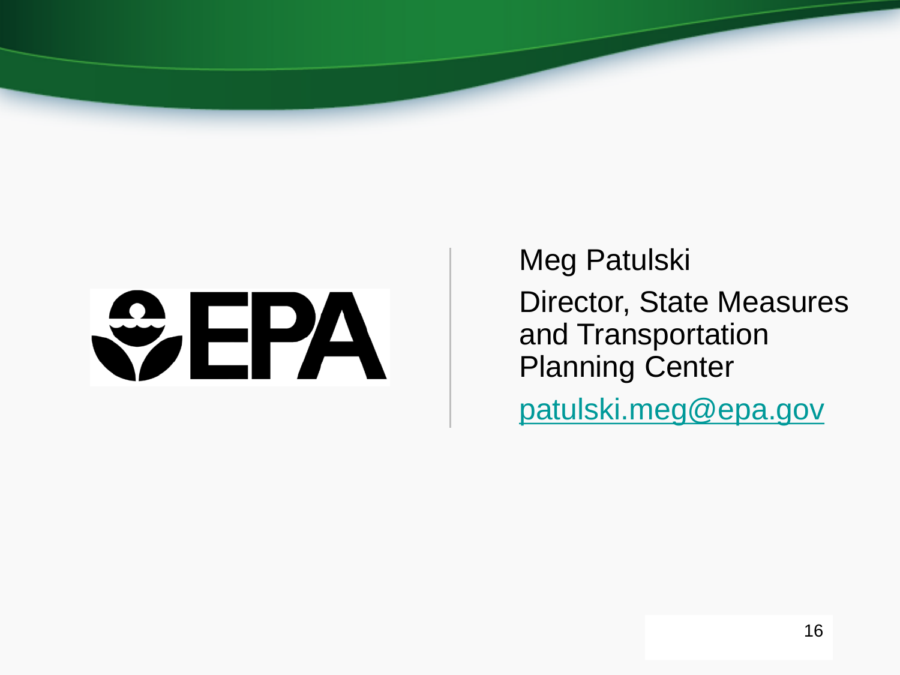Meg Patulski

Director, State Measures and Transportation Planning Center

patulski.meg@epa.gov